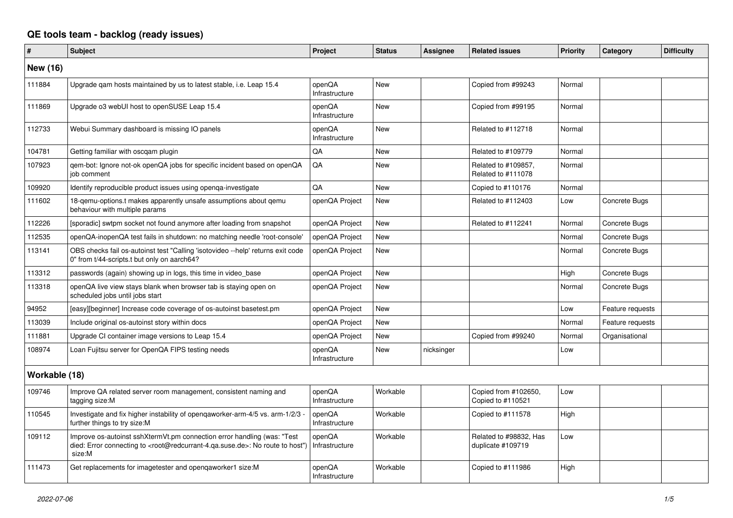# QE tools team - backlog (ready issues)

| # | Subject | Project | Status | Assignee | Related issues | Priority | Category | Difficulty |
|---|---|---|---|---|---|---|---|---|
| **New (16)** | | | | | | | | |
| 111884 | Upgrade qam hosts maintained by us to latest stable, i.e. Leap 15.4 | openQA Infrastructure | New | | Copied from #99243 | Normal | | |
| 111869 | Upgrade o3 webUI host to openSUSE Leap 15.4 | openQA Infrastructure | New | | Copied from #99195 | Normal | | |
| 112733 | Webui Summary dashboard is missing IO panels | openQA Infrastructure | New | | Related to #112718 | Normal | | |
| 104781 | Getting familiar with oscqam plugin | QA | New | | Related to #109779 | Normal | | |
| 107923 | qem-bot: Ignore not-ok openQA jobs for specific incident based on openQA job comment | QA | New | | Related to #109857, Related to #111078 | Normal | | |
| 109920 | Identify reproducible product issues using openqa-investigate | QA | New | | Copied to #110176 | Normal | | |
| 111602 | 18-qemu-options.t makes apparently unsafe assumptions about qemu behaviour with multiple params | openQA Project | New | | Related to #112403 | Low | Concrete Bugs | |
| 112226 | [sporadic] swtpm socket not found anymore after loading from snapshot | openQA Project | New | | Related to #112241 | Normal | Concrete Bugs | |
| 112535 | openQA-inopenQA test fails in shutdown: no matching needle 'root-console' | openQA Project | New | | | Normal | Concrete Bugs | |
| 113141 | OBS checks fail os-autoinst test "Calling 'isotovideo --help' returns exit code 0" from t/44-scripts.t but only on aarch64? | openQA Project | New | | | Normal | Concrete Bugs | |
| 113312 | passwords (again) showing up in logs, this time in video_base | openQA Project | New | | | High | Concrete Bugs | |
| 113318 | openQA live view stays blank when browser tab is staying open on scheduled jobs until jobs start | openQA Project | New | | | Normal | Concrete Bugs | |
| 94952 | [easy][beginner] Increase code coverage of os-autoinst basetest.pm | openQA Project | New | | | Low | Feature requests | |
| 113039 | Include original os-autoinst story within docs | openQA Project | New | | | Normal | Feature requests | |
| 111881 | Upgrade CI container image versions to Leap 15.4 | openQA Project | New | | Copied from #99240 | Normal | Organisational | |
| 108974 | Loan Fujitsu server for OpenQA FIPS testing needs | openQA Infrastructure | New | nicksinger | | Low | | |
| **Workable (18)** | | | | | | | | |
| 109746 | Improve QA related server room management, consistent naming and tagging size:M | openQA Infrastructure | Workable | | Copied from #102650, Copied to #110521 | Low | | |
| 110545 | Investigate and fix higher instability of openqaworker-arm-4/5 vs. arm-1/2/3 - further things to try size:M | openQA Infrastructure | Workable | | Copied to #111578 | High | | |
| 109112 | Improve os-autoinst sshXtermVt.pm connection error handling (was: "Test died: Error connecting to <root@redcurrant-4.qa.suse.de>: No route to host") size:M | openQA Infrastructure | Workable | | Related to #98832, Has duplicate #109719 | Low | | |
| 111473 | Get replacements for imagetester and openqaworker1 size:M | openQA Infrastructure | Workable | | Copied to #111986 | High | | |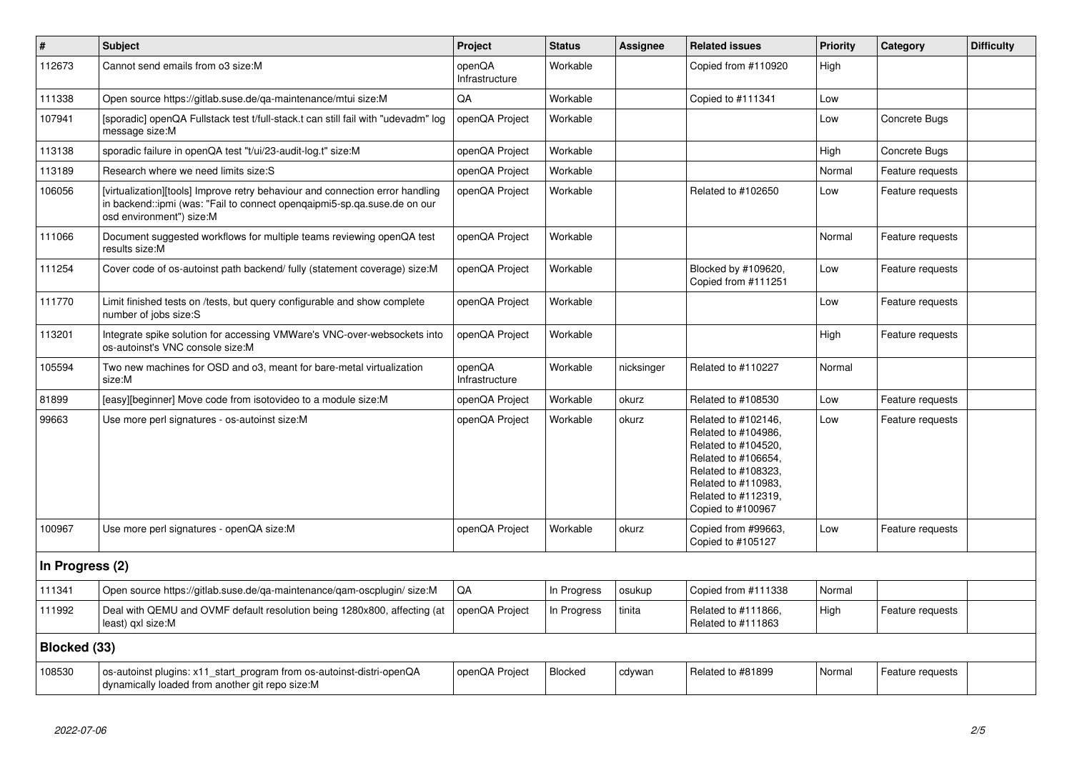| # | Subject | Project | Status | Assignee | Related issues | Priority | Category | Difficulty |
|---|---|---|---|---|---|---|---|---|
| 112673 | Cannot send emails from o3 size:M | openQA Infrastructure | Workable | | Copied from #110920 | High | | |
| 111338 | Open source https://gitlab.suse.de/qa-maintenance/mtui size:M | QA | Workable | | Copied to #111341 | Low | | |
| 107941 | [sporadic] openQA Fullstack test t/full-stack.t can still fail with "udevadm" log message size:M | openQA Project | Workable | | | Low | Concrete Bugs | |
| 113138 | sporadic failure in openQA test "t/ui/23-audit-log.t" size:M | openQA Project | Workable | | | High | Concrete Bugs | |
| 113189 | Research where we need limits size:S | openQA Project | Workable | | | Normal | Feature requests | |
| 106056 | [virtualization][tools] Improve retry behaviour and connection error handling in backend::ipmi (was: "Fail to connect openqaipmi5-sp.qa.suse.de on our osd environment") size:M | openQA Project | Workable | | Related to #102650 | Low | Feature requests | |
| 111066 | Document suggested workflows for multiple teams reviewing openQA test results size:M | openQA Project | Workable | | | Normal | Feature requests | |
| 111254 | Cover code of os-autoinst path backend/ fully (statement coverage) size:M | openQA Project | Workable | | Blocked by #109620, Copied from #111251 | Low | Feature requests | |
| 111770 | Limit finished tests on /tests, but query configurable and show complete number of jobs size:S | openQA Project | Workable | | | Low | Feature requests | |
| 113201 | Integrate spike solution for accessing VMWare's VNC-over-websockets into os-autoinst's VNC console size:M | openQA Project | Workable | | | High | Feature requests | |
| 105594 | Two new machines for OSD and o3, meant for bare-metal virtualization size:M | openQA Infrastructure | Workable | nicksinger | Related to #110227 | Normal | | |
| 81899 | [easy][beginner] Move code from isotovideo to a module size:M | openQA Project | Workable | okurz | Related to #108530 | Low | Feature requests | |
| 99663 | Use more perl signatures - os-autoinst size:M | openQA Project | Workable | okurz | Related to #102146, Related to #104986, Related to #104520, Related to #106654, Related to #108323, Related to #110983, Related to #112319, Copied to #100967 | Low | Feature requests | |
| 100967 | Use more perl signatures - openQA size:M | openQA Project | Workable | okurz | Copied from #99663, Copied to #105127 | Low | Feature requests | |
| **In Progress (2)** | | | | | | | | |
| 111341 | Open source https://gitlab.suse.de/qa-maintenance/qam-oscplugin/ size:M | QA | In Progress | osukup | Copied from #111338 | Normal | | |
| 111992 | Deal with QEMU and OVMF default resolution being 1280x800, affecting (at least) qxl size:M | openQA Project | In Progress | tinita | Related to #111866, Related to #111863 | High | Feature requests | |
| **Blocked (33)** | | | | | | | | |
| 108530 | os-autoinst plugins: x11_start_program from os-autoinst-distri-openQA dynamically loaded from another git repo size:M | openQA Project | Blocked | cdywan | Related to #81899 | Normal | Feature requests | |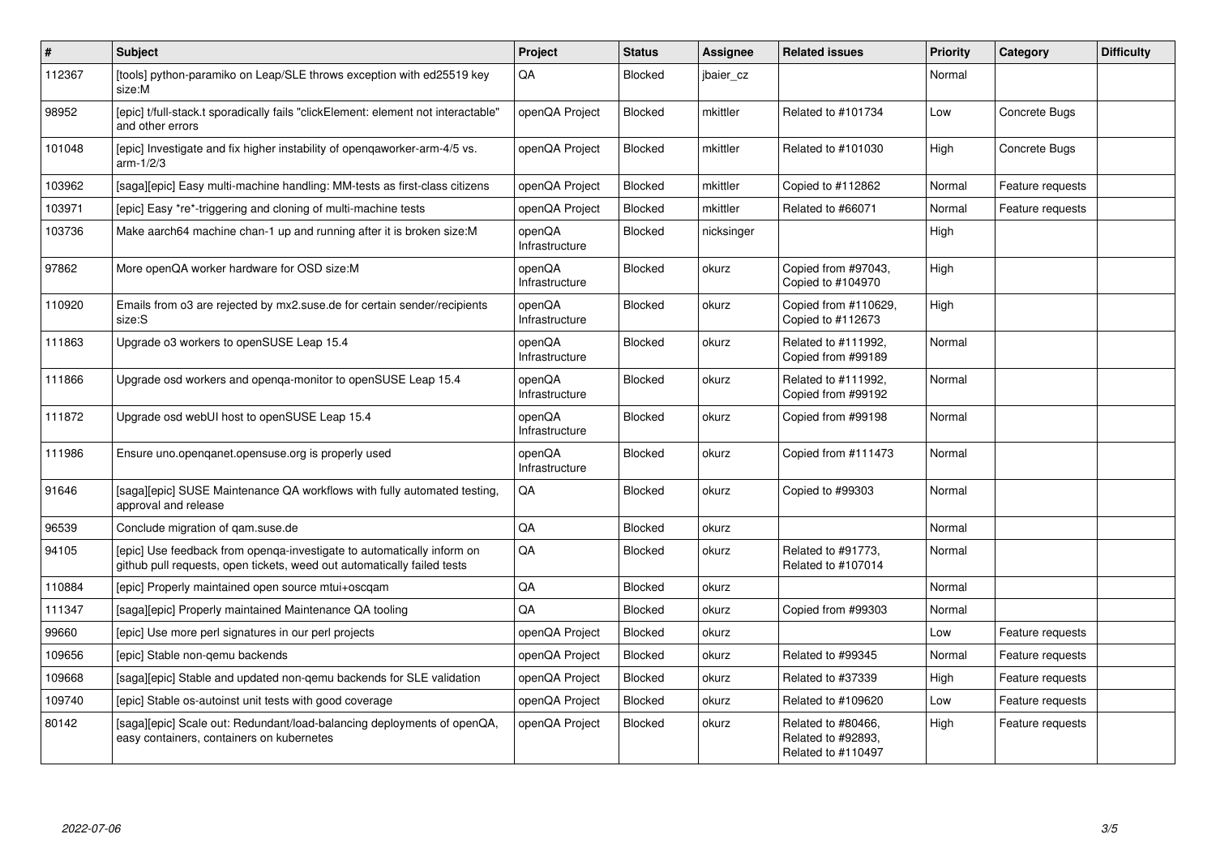| # | Subject | Project | Status | Assignee | Related issues | Priority | Category | Difficulty |
|---|---|---|---|---|---|---|---|---|
| 112367 | [tools] python-paramiko on Leap/SLE throws exception with ed25519 key size:M | QA | Blocked | jbaier_cz | | Normal | | |
| 98952 | [epic] t/full-stack.t sporadically fails "clickElement: element not interactable" and other errors | openQA Project | Blocked | mkittler | Related to #101734 | Low | Concrete Bugs | |
| 101048 | [epic] Investigate and fix higher instability of openqaworker-arm-4/5 vs. arm-1/2/3 | openQA Project | Blocked | mkittler | Related to #101030 | High | Concrete Bugs | |
| 103962 | [saga][epic] Easy multi-machine handling: MM-tests as first-class citizens | openQA Project | Blocked | mkittler | Copied to #112862 | Normal | Feature requests | |
| 103971 | [epic] Easy *re*-triggering and cloning of multi-machine tests | openQA Project | Blocked | mkittler | Related to #66071 | Normal | Feature requests | |
| 103736 | Make aarch64 machine chan-1 up and running after it is broken size:M | openQA Infrastructure | Blocked | nicksinger | | High | | |
| 97862 | More openQA worker hardware for OSD size:M | openQA Infrastructure | Blocked | okurz | Copied from #97043, Copied to #104970 | High | | |
| 110920 | Emails from o3 are rejected by mx2.suse.de for certain sender/recipients size:S | openQA Infrastructure | Blocked | okurz | Copied from #110629, Copied to #112673 | High | | |
| 111863 | Upgrade o3 workers to openSUSE Leap 15.4 | openQA Infrastructure | Blocked | okurz | Related to #111992, Copied from #99189 | Normal | | |
| 111866 | Upgrade osd workers and openqa-monitor to openSUSE Leap 15.4 | openQA Infrastructure | Blocked | okurz | Related to #111992, Copied from #99192 | Normal | | |
| 111872 | Upgrade osd webUI host to openSUSE Leap 15.4 | openQA Infrastructure | Blocked | okurz | Copied from #99198 | Normal | | |
| 111986 | Ensure uno.openqanet.opensuse.org is properly used | openQA Infrastructure | Blocked | okurz | Copied from #111473 | Normal | | |
| 91646 | [saga][epic] SUSE Maintenance QA workflows with fully automated testing, approval and release | QA | Blocked | okurz | Copied to #99303 | Normal | | |
| 96539 | Conclude migration of qam.suse.de | QA | Blocked | okurz | | Normal | | |
| 94105 | [epic] Use feedback from openqa-investigate to automatically inform on github pull requests, open tickets, weed out automatically failed tests | QA | Blocked | okurz | Related to #91773, Related to #107014 | Normal | | |
| 110884 | [epic] Properly maintained open source mtui+oscqam | QA | Blocked | okurz | | Normal | | |
| 111347 | [saga][epic] Properly maintained Maintenance QA tooling | QA | Blocked | okurz | Copied from #99303 | Normal | | |
| 99660 | [epic] Use more perl signatures in our perl projects | openQA Project | Blocked | okurz | | Low | Feature requests | |
| 109656 | [epic] Stable non-qemu backends | openQA Project | Blocked | okurz | Related to #99345 | Normal | Feature requests | |
| 109668 | [saga][epic] Stable and updated non-qemu backends for SLE validation | openQA Project | Blocked | okurz | Related to #37339 | High | Feature requests | |
| 109740 | [epic] Stable os-autoinst unit tests with good coverage | openQA Project | Blocked | okurz | Related to #109620 | Low | Feature requests | |
| 80142 | [saga][epic] Scale out: Redundant/load-balancing deployments of openQA, easy containers, containers on kubernetes | openQA Project | Blocked | okurz | Related to #80466, Related to #92893, Related to #110497 | High | Feature requests | |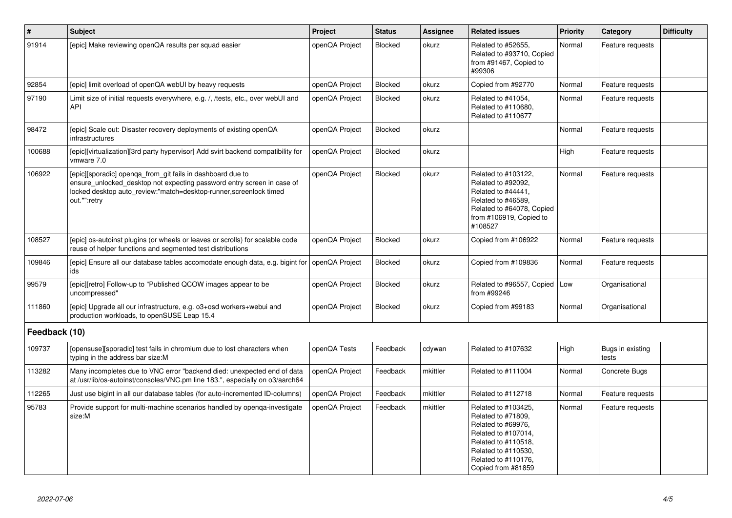| # | Subject | Project | Status | Assignee | Related issues | Priority | Category | Difficulty |
|---|---|---|---|---|---|---|---|---|
| 91914 | [epic] Make reviewing openQA results per squad easier | openQA Project | Blocked | okurz | Related to #52655, Related to #93710, Copied from #91467, Copied to #99306 | Normal | Feature requests | |
| 92854 | [epic] limit overload of openQA webUI by heavy requests | openQA Project | Blocked | okurz | Copied from #92770 | Normal | Feature requests | |
| 97190 | Limit size of initial requests everywhere, e.g. /, /tests, etc., over webUI and API | openQA Project | Blocked | okurz | Related to #41054, Related to #110680, Related to #110677 | Normal | Feature requests | |
| 98472 | [epic] Scale out: Disaster recovery deployments of existing openQA infrastructures | openQA Project | Blocked | okurz | | Normal | Feature requests | |
| 100688 | [epic][virtualization][3rd party hypervisor] Add svirt backend compatibility for vmware 7.0 | openQA Project | Blocked | okurz | | High | Feature requests | |
| 106922 | [epic][sporadic] openqa_from_git fails in dashboard due to ensure_unlocked_desktop not expecting password entry screen in case of locked desktop auto_review:"match=desktop-runner,screenlock timed out.*":retry | openQA Project | Blocked | okurz | Related to #103122, Related to #92092, Related to #44441, Related to #46589, Related to #64078, Copied from #106919, Copied to #108527 | Normal | Feature requests | |
| 108527 | [epic] os-autoinst plugins (or wheels or leaves or scrolls) for scalable code reuse of helper functions and segmented test distributions | openQA Project | Blocked | okurz | Copied from #106922 | Normal | Feature requests | |
| 109846 | [epic] Ensure all our database tables accomodate enough data, e.g. bigint for ids | openQA Project | Blocked | okurz | Copied from #109836 | Normal | Feature requests | |
| 99579 | [epic][retro] Follow-up to "Published QCOW images appear to be uncompressed" | openQA Project | Blocked | okurz | Related to #96557, Copied from #99246 | Low | Organisational | |
| 111860 | [epic] Upgrade all our infrastructure, e.g. o3+osd workers+webui and production workloads, to openSUSE Leap 15.4 | openQA Project | Blocked | okurz | Copied from #99183 | Normal | Organisational | |
| **Feedback (10)** | | | | | | | | |
| 109737 | [opensuse][sporadic] test fails in chromium due to lost characters when typing in the address bar size:M | openQA Tests | Feedback | cdywan | Related to #107632 | High | Bugs in existing tests | |
| 113282 | Many incompletes due to VNC error "backend died: unexpected end of data at /usr/lib/os-autoinst/consoles/VNC.pm line 183.", especially on o3/aarch64 | openQA Project | Feedback | mkittler | Related to #111004 | Normal | Concrete Bugs | |
| 112265 | Just use bigint in all our database tables (for auto-incremented ID-columns) | openQA Project | Feedback | mkittler | Related to #112718 | Normal | Feature requests | |
| 95783 | Provide support for multi-machine scenarios handled by openqa-investigate size:M | openQA Project | Feedback | mkittler | Related to #103425, Related to #71809, Related to #69976, Related to #107014, Related to #110518, Related to #110530, Related to #110176, Copied from #81859 | Normal | Feature requests | |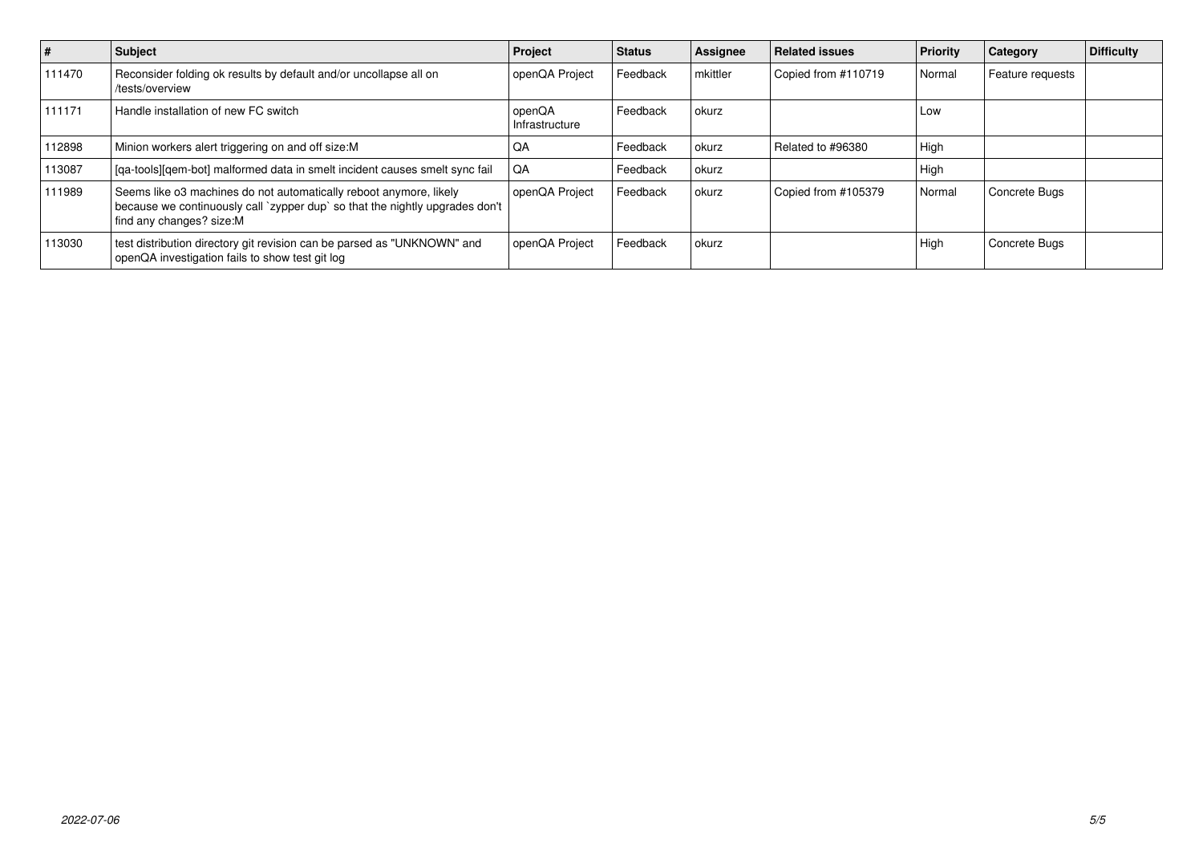| # | Subject | Project | Status | Assignee | Related issues | Priority | Category | Difficulty |
|---|---|---|---|---|---|---|---|---|
| 111470 | Reconsider folding ok results by default and/or uncollapse all on /tests/overview | openQA Project | Feedback | mkittler | Copied from #110719 | Normal | Feature requests | |
| 111171 | Handle installation of new FC switch | openQA Infrastructure | Feedback | okurz | | Low | | |
| 112898 | Minion workers alert triggering on and off size:M | QA | Feedback | okurz | Related to #96380 | High | | |
| 113087 | [qa-tools][qem-bot] malformed data in smelt incident causes smelt sync fail | QA | Feedback | okurz | | High | | |
| 111989 | Seems like o3 machines do not automatically reboot anymore, likely because we continuously call `zypper dup` so that the nightly upgrades don't find any changes? size:M | openQA Project | Feedback | okurz | Copied from #105379 | Normal | Concrete Bugs | |
| 113030 | test distribution directory git revision can be parsed as "UNKNOWN" and openQA investigation fails to show test git log | openQA Project | Feedback | okurz | | High | Concrete Bugs | |

*2022-07-06*